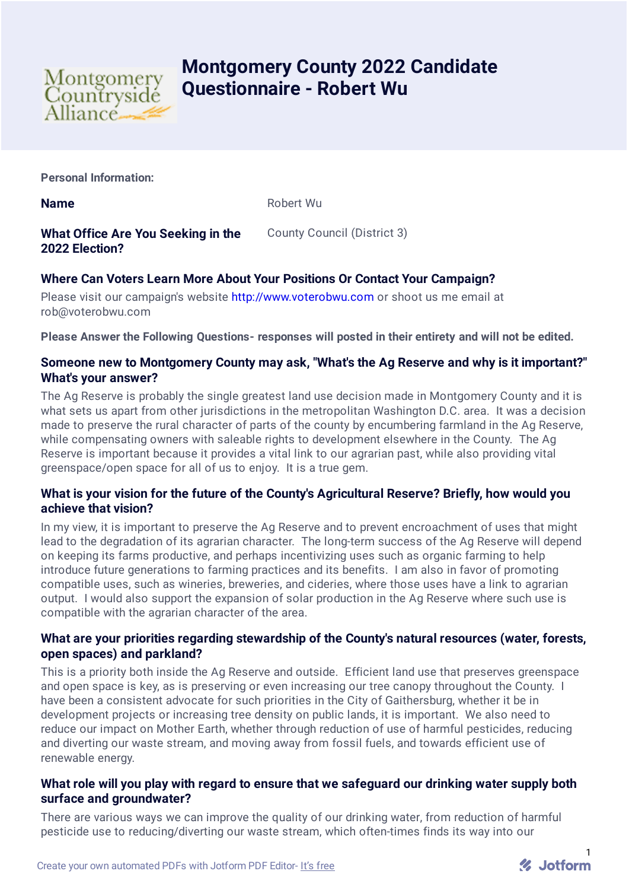# Montgomery County 2022 Candidate Questionnaire - Robert Wu

**Personal Information:**

**Name**

Robert Wu

**What Office Are You Seeking in the 2022 Election?**

County Council (District 3)

### Where Can Voters Learn More About Your Positions Or Contact Your Campaign?

Please visit our campaign's website http://www.voterobwu.com or shoot us me email at rob@voterobwu.com

**Please Answer the Following Questions- responses will posted in their entirety and will not be edited.**

### Someone new to Montgomery County may ask, "What's the Ag Reserve and why is it important?" What's your answer?

The Ag Reserve is probably the single greatest land use decision made in Montgomery County and it is what sets us apart from other jurisdictions in the metropolitan Washington D.C. area. It was a decision made to preserve the rural character of parts of the county by encumbering farmland in the Ag Reserve, while compensating owners with saleable rights to development elsewhere in the County. The Ag Reserve is important because it provides a vital link to our agrarian past, while also providing vital greenspace/open space for all of us to enjoy. It is a true gem.

### What is your vision for the future of the County's Agricultural Reserve? Briefly, how would you achieve that vision?

In my view, it is important to preserve the Ag Reserve and to prevent encroachment of uses that might lead to the degradation of its agrarian character. The long-term success of the Ag Reserve will depend on keeping its farms productive, and perhaps incentivizing uses such as organic farming to help introduce future generations to farming practices and its benefits. I am also in favor of promoting compatible uses, such as wineries, breweries, and cideries, where those uses have a link to agrarian output. I would also support the expansion of solar production in the Ag Reserve where such use is compatible with the agrarian character of the area.

### What are your priorities regarding stewardship of the County's natural resources (water, forests, open spaces) and parkland?

This is a priority both inside the Ag Reserve and outside. Efficient land use that preserves greenspace and open space is key, as is preserving or even increasing our tree canopy throughout the County. I have been a consistent advocate for such priorities in the City of Gaithersburg, whether it be in development projects or increasing tree density on public lands, it is important. We also need to reduce our impact on Mother Earth, whether through reduction of use of harmful pesticides, reducing and diverting our waste stream, and moving away from fossil fuels, and towards efficient use of renewable energy.

### What role will you play with regard to ensure that we safeguard our drinking water supply both surface and groundwater?

There are various ways we can improve the quality of our drinking water, from reduction of harmful pesticide use to reducing/diverting our waste stream, which often-times finds its way into our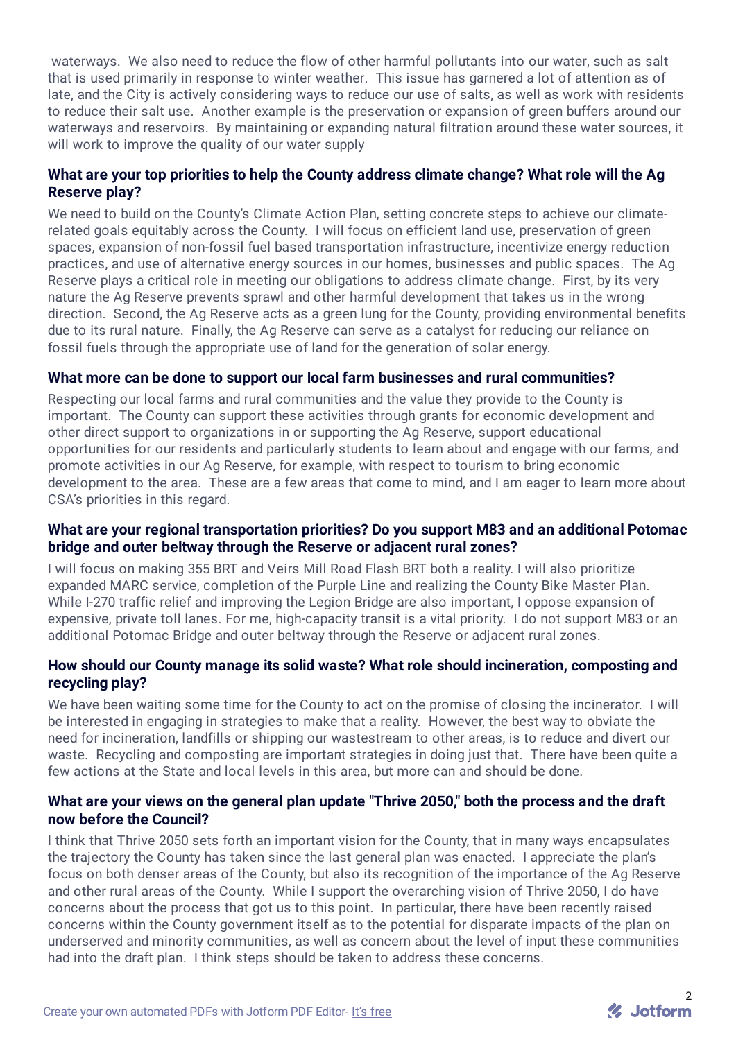waterways. We also need to reduce the flow of other harmful pollutants into our water, such as salt that is used primarily in response to winter weather. This issue has garnered a lot of attention as of late, and the City is actively considering ways to reduce our use of salts, as well as work with residents to reduce their salt use. Another example is the preservation or expansion of green buffers around our waterways and reservoirs. By maintaining or expanding natural filtration around these water sources, it will work to improve the quality of our water supply

**What are your top priorities to help the County address climate change? What role will the Ag Reserve play?**

We need to build on the County's Climate Action Plan, setting concrete steps to achieve our climate-related goals equitably across the County. I will focus on efficient land use, preservation of green spaces, expansion of non-fossil fuel based transportation infrastructure, incentivize energy reduction practices, and use of alternative energy sources in our homes, businesses and public spaces. The Ag Reserve plays a critical role in meeting our obligations to address climate change. First, by its very nature the Ag Reserve prevents sprawl and other harmful development that takes us in the wrong direction. Second, the Ag Reserve acts as a green lung for the County, providing environmental benefits due to its rural nature. Finally, the Ag Reserve can serve as a catalyst for reducing our reliance on fossil fuels through the appropriate use of land for the generation of solar energy.

**What more can be done to support our local farm businesses and rural communities?**

Respecting our local farms and rural communities and the value they provide to the County is important. The County can support these activities through grants for economic development and other direct support to organizations in or supporting the Ag Reserve, support educational opportunities for our residents and particularly students to learn about and engage with our farms, and promote activities in our Ag Reserve, for example, with respect to tourism to bring economic development to the area. These are a few areas that come to mind, and I am eager to learn more about CSA's priorities in this regard.

**What are your regional transportation priorities? Do you support M83 and an additional Potomac bridge and outer beltway through the Reserve or adjacent rural zones?**

I will focus on making 355 BRT and Veirs Mill Road Flash BRT both a reality. I will also prioritize expanded MARC service, completion of the Purple Line and realizing the County Bike Master Plan. While I-270 traffic relief and improving the Legion Bridge are also important, I oppose expansion of expensive, private toll lanes. For me, high-capacity transit is a vital priority. I do not support M83 or an additional Potomac Bridge and outer beltway through the Reserve or adjacent rural zones.

**How should our County manage its solid waste? What role should incineration, composting and recycling play?**

We have been waiting some time for the County to act on the promise of closing the incinerator. I will be interested in engaging in strategies to make that a reality. However, the best way to obviate the need for incineration, landfills or shipping our wastestream to other areas, is to reduce and divert our waste. Recycling and composting are important strategies in doing just that. There have been quite a few actions at the State and local levels in this area, but more can and should be done.

**What are your views on the general plan update "Thrive 2050," both the process and the draft now before the Council?**

I think that Thrive 2050 sets forth an important vision for the County, that in many ways encapsulates the trajectory the County has taken since the last general plan was enacted. I appreciate the plan's focus on both denser areas of the County, but also its recognition of the importance of the Ag Reserve and other rural areas of the County. While I support the overarching vision of Thrive 2050, I do have concerns about the process that got us to this point. In particular, there have been recently raised concerns within the County government itself as to the potential for disparate impacts of the plan on underserved and minority communities, as well as concern about the level of input these communities had into the draft plan. I think steps should be taken to address these concerns.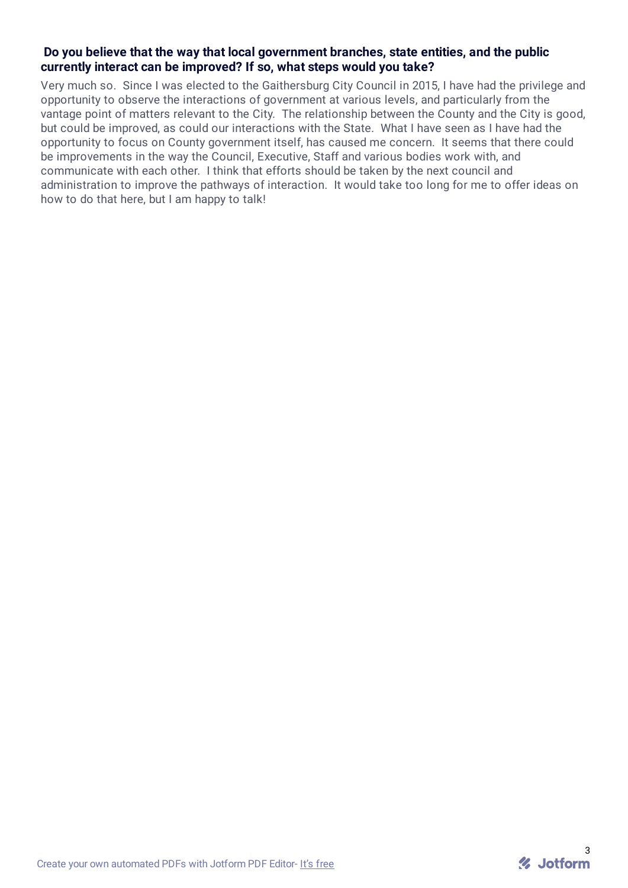**Do you believe that the way that local government branches, state entities, and the public currently interact can be improved? If so, what steps would you take?**

Very much so. Since I was elected to the Gaithersburg City Council in 2015, I have had the privilege and opportunity to observe the interactions of government at various levels, and particularly from the vantage point of matters relevant to the City. The relationship between the County and the City is good, but could be improved, as could our interactions with the State. What I have seen as I have had the opportunity to focus on County government itself, has caused me concern. It seems that there could be improvements in the way the Council, Executive, Staff and various bodies work with, and communicate with each other. I think that efforts should be taken by the next council and administration to improve the pathways of interaction. It would take too long for me to offer ideas on how to do that here, but I am happy to talk!